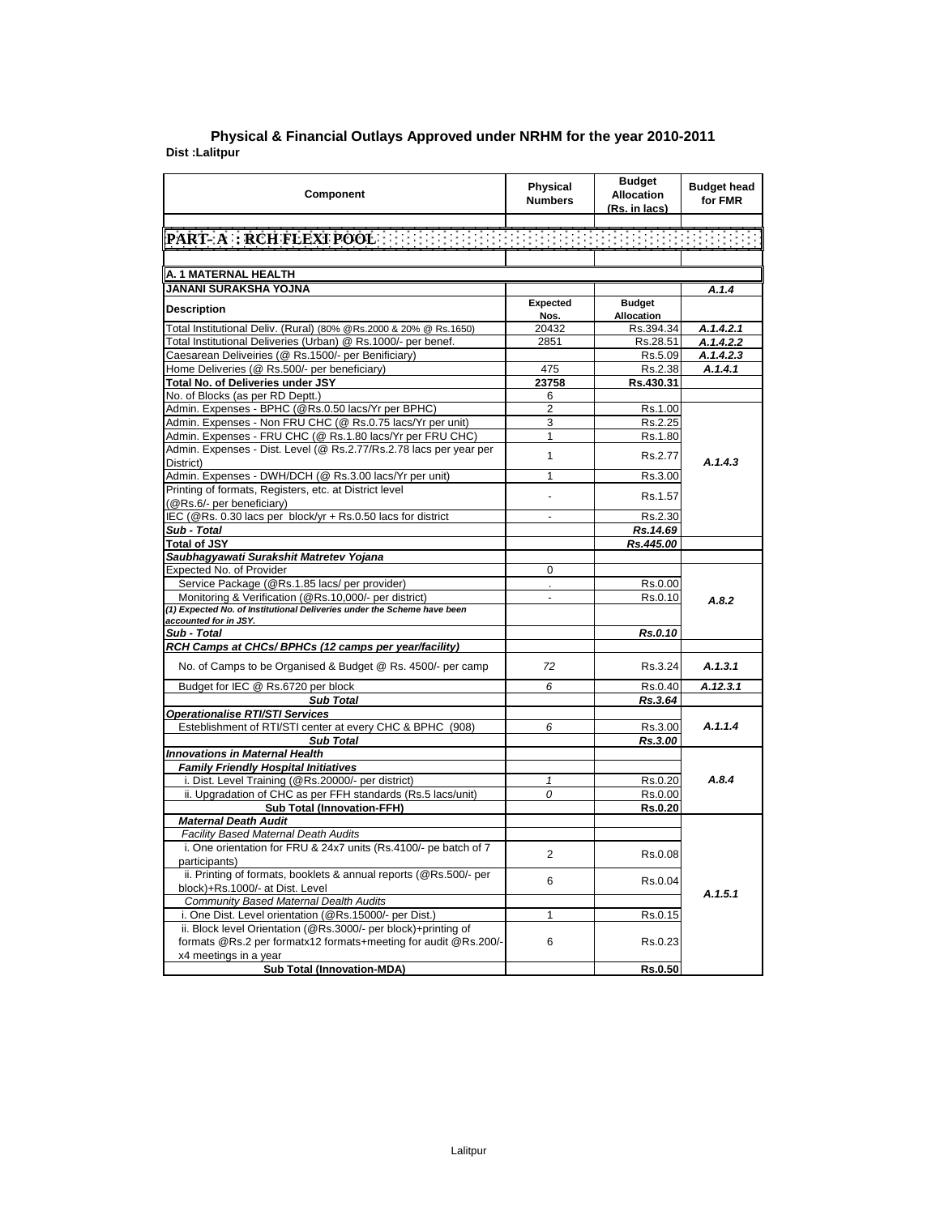# Physical & Financial Outlays Approved under NRHM for the year 2010-2011

**Dist :Lalitpur**

| Component | Physical Numbers | Budget Allocation (Rs. in lacs) | Budget head for FMR |
|---|---|---|---|
| **PART- A : RCH FLEXI POOL** | | | |
| **A. 1 MATERNAL HEALTH** | | | |
| **JANANI SURAKSHA YOJNA** | | | *A.1.4* |
| **Description** | **Expected Nos.** | **Budget Allocation** | |
| Total Institutional Deliv. (Rural) (80% @Rs.2000 & 20% @ Rs.1650) | 20432 | Rs.394.34 | *A.1.4.2.1* |
| Total Institutional Deliveries (Urban) @ Rs.1000/- per benef. | 2851 | Rs.28.51 | *A.1.4.2.2* |
| Caesarean Deliveiries (@ Rs.1500/- per Benificiary) | | Rs.5.09 | *A.1.4.2.3* |
| Home Deliveries (@ Rs.500/- per beneficiary) | 475 | Rs.2.38 | *A.1.4.1* |
| **Total No. of Deliveries under JSY** | **23758** | **Rs.430.31** | |
| No. of Blocks (as per RD Deptt.) | 6 | | |
| Admin. Expenses - BPHC (@Rs.0.50 lacs/Yr per BPHC) | 2 | Rs.1.00 | *A.1.4.3* |
| Admin. Expenses - Non FRU CHC (@ Rs.0.75 lacs/Yr per unit) | 3 | Rs.2.25 | |
| Admin. Expenses - FRU CHC (@ Rs.1.80 lacs/Yr per FRU CHC) | 1 | Rs.1.80 | |
| Admin. Expenses - Dist. Level (@ Rs.2.77/Rs.2.78 lacs per year per District) | 1 | Rs.2.77 | |
| Admin. Expenses - DWH/DCH (@ Rs.3.00 lacs/Yr per unit) | 1 | Rs.3.00 | |
| Printing of formats, Registers, etc. at District level (@Rs.6/- per beneficiary) | - | Rs.1.57 | |
| IEC (@Rs. 0.30 lacs per block/yr + Rs.0.50 lacs for district | - | Rs.2.30 | |
| ***Sub - Total*** | | ***Rs.14.69*** | |
| **Total of JSY** | | ***Rs.445.00*** | |
| ***Saubhagyawati Surakshit Matretev Yojana*** | | | |
| Expected No. of Provider | 0 | | *A.8.2* |
| Service Package (@Rs.1.85 lacs/ per provider) | . | Rs.0.00 | |
| Monitoring & Verification (@Rs.10,000/- per district) | - | Rs.0.10 | |
| ***(1) Expected No. of Institutional Deliveries under the Scheme have been accounted for in JSY.*** | | | |
| ***Sub - Total*** | | ***Rs.0.10*** | |
| ***RCH Camps at CHCs/ BPHCs (12 camps per year/facility)*** | | | |
| No. of Camps to be Organised & Budget @ Rs. 4500/- per camp | *72* | Rs.3.24 | *A.1.3.1* |
| Budget for IEC @ Rs.6720 per block | *6* | Rs.0.40 | *A.12.3.1* |
| ***Sub Total*** | | ***Rs.3.64*** | |
| ***Operationalise RTI/STI Services*** | | | |
| Esteblishment of RTI/STI center at every CHC & BPHC (908) | *6* | Rs.3.00 | *A.1.1.4* |
| ***Sub Total*** | | ***Rs.3.00*** | |
| ***Innovations in Maternal Health*** | | | *A.8.4* |
| ***Family Friendly Hospital Initiatives*** | | | |
| i. Dist. Level Training (@Rs.20000/- per district) | *1* | Rs.0.20 | |
| ii. Upgradation of CHC as per FFH standards (Rs.5 lacs/unit) | *0* | Rs.0.00 | |
| **Sub Total (Innovation-FFH)** | | **Rs.0.20** | |
| ***Maternal Death Audit*** | | | *A.1.5.1* |
| *Facility Based Maternal Death Audits* | | | |
| i. One orientation for FRU & 24x7 units (Rs.4100/- pe batch of 7 participants) | 2 | Rs.0.08 | |
| ii. Printing of formats, booklets & annual reports (@Rs.500/- per block)+Rs.1000/- at Dist. Level | 6 | Rs.0.04 | |
| *Community Based Maternal Dealth Audits* | | | |
| i. One Dist. Level orientation (@Rs.15000/- per Dist.) | 1 | Rs.0.15 | |
| ii. Block level Orientation (@Rs.3000/- per block)+printing of formats @Rs.2 per formatx12 formats+meeting for audit @Rs.200/- x4 meetings in a year | 6 | Rs.0.23 | |
| **Sub Total (Innovation-MDA)** | | **Rs.0.50** | |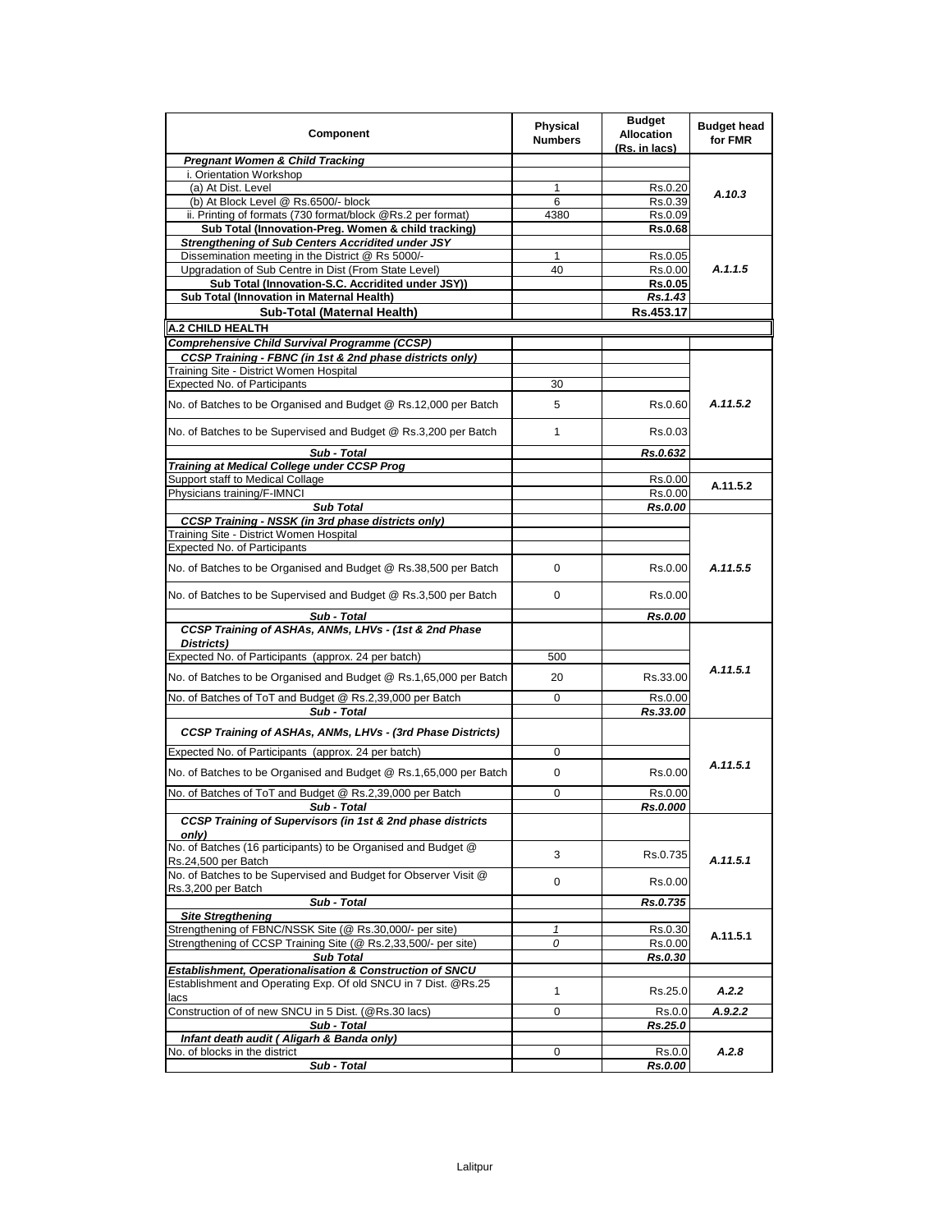| Component | Physical Numbers | Budget Allocation (Rs. in lacs) | Budget head for FMR |
|---|---|---|---|
| ***Pregnant Women & Child Tracking*** | | | |
| i. Orientation Workshop | | | |
| (a) At Dist. Level | 1 | Rs.0.20 | ***A.10.3*** |
| (b) At Block Level @ Rs.6500/- block | 6 | Rs.0.39 | |
| ii. Printing of formats (730 format/block @Rs.2 per format) | 4380 | Rs.0.09 | |
| **Sub Total (Innovation-Preg. Women & child tracking)** | | **Rs.0.68** | |
| ***Strengthening of Sub Centers Accridited under JSY*** | | | |
| Dissemination meeting in the District @ Rs 5000/- | 1 | Rs.0.05 | ***A.1.1.5*** |
| Upgradation of Sub Centre in Dist (From State Level) | 40 | Rs.0.00 | |
| **Sub Total (Innovation-S.C. Accridited under JSY))** | | **Rs.0.05** | |
| **Sub Total (Innovation in Maternal Health)** | | ***Rs.1.43*** | |
| **Sub-Total (Maternal Health)** | | **Rs.453.17** | |
| **A.2 CHILD HEALTH** | | | |
| ***Comprehensive Child Survival Programme (CCSP)*** | | | |
| ***CCSP Training - FBNC (in 1st & 2nd phase districts only)*** | | | |
| Training Site - District Women Hospital | | | |
| Expected No. of Participants | 30 | | |
| No. of Batches to be Organised and Budget @ Rs.12,000 per Batch | 5 | Rs.0.60 | ***A.11.5.2*** |
| No. of Batches to be Supervised and Budget @ Rs.3,200 per Batch | 1 | Rs.0.03 | |
| ***Sub - Total*** | | ***Rs.0.632*** | |
| ***Training at Medical College under CCSP Prog*** | | | |
| Support staff to Medical Collage | | Rs.0.00 | **A.11.5.2** |
| Physicians training/F-IMNCI | | Rs.0.00 | |
| ***Sub Total*** | | ***Rs.0.00*** | |
| ***CCSP Training - NSSK (in 3rd phase districts only)*** | | | |
| Training Site - District Women Hospital | | | |
| Expected No. of Participants | | | |
| No. of Batches to be Organised and Budget @ Rs.38,500 per Batch | 0 | Rs.0.00 | ***A.11.5.5*** |
| No. of Batches to be Supervised and Budget @ Rs.3,500 per Batch | 0 | Rs.0.00 | |
| ***Sub - Total*** | | ***Rs.0.00*** | |
| ***CCSP Training of ASHAs, ANMs, LHVs - (1st & 2nd Phase Districts)*** | | | |
| Expected No. of Participants (approx. 24 per batch) | 500 | | |
| No. of Batches to be Organised and Budget @ Rs.1,65,000 per Batch | 20 | Rs.33.00 | ***A.11.5.1*** |
| No. of Batches of ToT and Budget @ Rs.2,39,000 per Batch | 0 | Rs.0.00 | |
| ***Sub - Total*** | | ***Rs.33.00*** | |
| ***CCSP Training of ASHAs, ANMs, LHVs - (3rd Phase Districts)*** | | | |
| Expected No. of Participants (approx. 24 per batch) | 0 | | |
| No. of Batches to be Organised and Budget @ Rs.1,65,000 per Batch | 0 | Rs.0.00 | ***A.11.5.1*** |
| No. of Batches of ToT and Budget @ Rs.2,39,000 per Batch | 0 | Rs.0.00 | |
| ***Sub - Total*** | | ***Rs.0.000*** | |
| ***CCSP Training of Supervisors (in 1st & 2nd phase districts only)*** | | | |
| No. of Batches (16 participants) to be Organised and Budget @ Rs.24,500 per Batch | 3 | Rs.0.735 | ***A.11.5.1*** |
| No. of Batches to be Supervised and Budget for Observer Visit @ Rs.3,200 per Batch | 0 | Rs.0.00 | |
| ***Sub - Total*** | | ***Rs.0.735*** | |
| ***Site Stregthening*** | | | |
| Strengthening of FBNC/NSSK Site (@ Rs.30,000/- per site) | *1* | Rs.0.30 | **A.11.5.1** |
| Strengthening of CCSP Training Site (@ Rs.2,33,500/- per site) | *0* | Rs.0.00 | |
| ***Sub Total*** | | ***Rs.0.30*** | |
| ***Establishment, Operationalisation & Construction of SNCU*** | | | |
| Establishment and Operating Exp. Of old SNCU in 7 Dist. @Rs.25 lacs | 1 | Rs.25.0 | ***A.2.2*** |
| Construction of of new SNCU in 5 Dist. (@Rs.30 lacs) | 0 | Rs.0.0 | ***A.9.2.2*** |
| ***Sub - Total*** | | ***Rs.25.0*** | |
| ***Infant death audit ( Aligarh & Banda only)*** | | | |
| No. of blocks in the district | 0 | Rs.0.0 | ***A.2.8*** |
| ***Sub - Total*** | | ***Rs.0.00*** | |

Lalitpur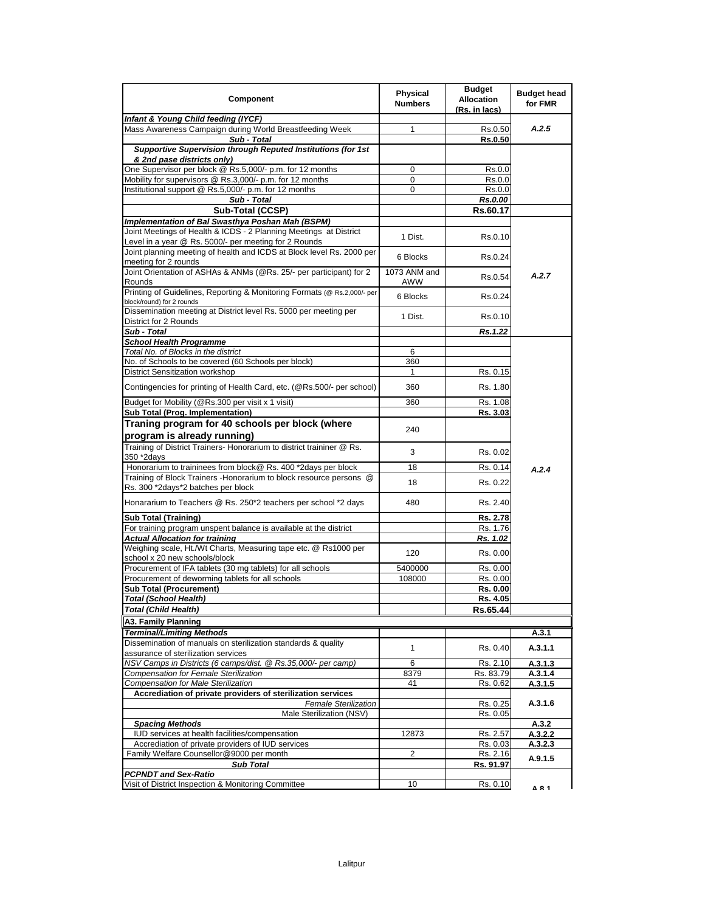| Component | Physical Numbers | Budget Allocation (Rs. in lacs) | Budget head for FMR |
|---|---|---|---|
| ***Infant & Young Child feeding (IYCF)*** | | | |
| Mass Awareness Campaign during World Breastfeeding Week | 1 | Rs.0.50 | *A.2.5* |
| ***Sub - Total*** | | **Rs.0.50** | |
| ***Supportive Supervision through Reputed Institutions (for 1st & 2nd pase districts only)*** | | | |
| One Supervisor per block @ Rs.5,000/- p.m. for 12 months | 0 | Rs.0.0 | |
| Mobility for supervisors @ Rs.3,000/- p.m. for 12 months | 0 | Rs.0.0 | |
| Institutional support @ Rs.5,000/- p.m. for 12 months | 0 | Rs.0.0 | |
| ***Sub - Total*** | | ***Rs.0.00*** | |
| **Sub-Total (CCSP)** | | **Rs.60.17** | |
| ***Implementation of Bal Swasthya Poshan Mah (BSPM)*** | | | |
| Joint Meetings of Health & ICDS - 2 Planning Meetings at District Level in a year @ Rs. 5000/- per meeting for 2 Rounds | 1 Dist. | Rs.0.10 | *A.2.7* |
| Joint planning meeting of health and ICDS at Block level Rs. 2000 per meeting for 2 rounds | 6 Blocks | Rs.0.24 | |
| Joint Orientation of ASHAs & ANMs (@Rs. 25/- per participant) for 2 Rounds | 1073 ANM and AWW | Rs.0.54 | |
| Printing of Guidelines, Reporting & Monitoring Formats (@ Rs.2,000/- per block/round) for 2 rounds | 6 Blocks | Rs.0.24 | |
| Dissemination meeting at District level Rs. 5000 per meeting per District for 2 Rounds | 1 Dist. | Rs.0.10 | |
| ***Sub - Total*** | | ***Rs.1.22*** | |
| ***School Health Programme*** | | | *A.2.4* |
| *Total No. of Blocks in the district* | 6 | | |
| No. of Schools to be covered (60 Schools per block) | 360 | | |
| District Sensitization workshop | 1 | Rs. 0.15 | |
| Contingencies for printing of Health Card, etc. (@Rs.500/- per school) | 360 | Rs. 1.80 | |
| Budget for Mobility (@Rs.300 per visit x 1 visit) | 360 | Rs. 1.08 | |
| **Sub Total (Prog. Implementation)** | | **Rs. 3.03** | |
| **Traning program for 40 schools per block (where program is already running)** | 240 | | |
| Training of District Trainers- Honorarium to district traininer @ Rs. 350 *2days | 3 | Rs. 0.02 | |
| Honorarium to traininees from block@ Rs. 400 *2days per block | 18 | Rs. 0.14 | |
| Training of Block Trainers -Honorarium to block resource persons @ Rs. 300 *2days*2 batches per block | 18 | Rs. 0.22 | |
| Honorarium to Teachers @ Rs. 250*2 teachers per school *2 days | 480 | Rs. 2.40 | |
| **Sub Total (Training)** | | **Rs. 2.78** | |
| For training program unspent balance is available at the district | | Rs. 1.76 | |
| ***Actual Allocation for training*** | | ***Rs. 1.02*** | |
| Weighing scale, Ht./Wt Charts, Measuring tape etc. @ Rs1000 per school x 20 new schools/block | 120 | Rs. 0.00 | |
| Procurement of IFA tablets (30 mg tablets) for all schools | 5400000 | Rs. 0.00 | |
| Procurement of deworming tablets for all schools | 108000 | Rs. 0.00 | |
| **Sub Total (Procurement)** | | **Rs. 0.00** | |
| ***Total (School Health)*** | | **Rs. 4.05** | |
| ***Total (Child Health)*** | | **Rs.65.44** | |
| **A3. Family Planning** | | | |
| ***Terminal/Limiting Methods*** | | | **A.3.1** |
| Dissemination of manuals on sterilization standards & quality assurance of sterilization services | 1 | Rs. 0.40 | **A.3.1.1** |
| *NSV Camps in Districts (6 camps/dist. @ Rs.35,000/- per camp)* | 6 | Rs. 2.10 | **A.3.1.3** |
| *Compensation for Female Sterilization* | 8379 | Rs. 83.79 | **A.3.1.4** |
| *Compensation for Male Sterilization* | 41 | Rs. 0.62 | **A.3.1.5** |
| **Accrediation of private providers of sterilization services** | | | **A.3.1.6** |
| *Female Sterilization* | | Rs. 0.25 | |
| Male Sterilization (NSV) | | Rs. 0.05 | |
| ***Spacing Methods*** | | | **A.3.2** |
| IUD services at health facilities/compensation | 12873 | Rs. 2.57 | **A.3.2.2** |
| Accrediation of private providers of IUD services | | Rs. 0.03 | **A.3.2.3** |
| Family Welfare Counsellor@9000 per month | 2 | Rs. 2.16 | **A.9.1.5** |
| ***Sub Total*** | | **Rs. 91.97** | |
| ***PCPNDT and Sex-Ratio*** | | | |
| Visit of District Inspection & Monitoring Committee | 10 | Rs. 0.10 | A.8.1 |

Lalitpur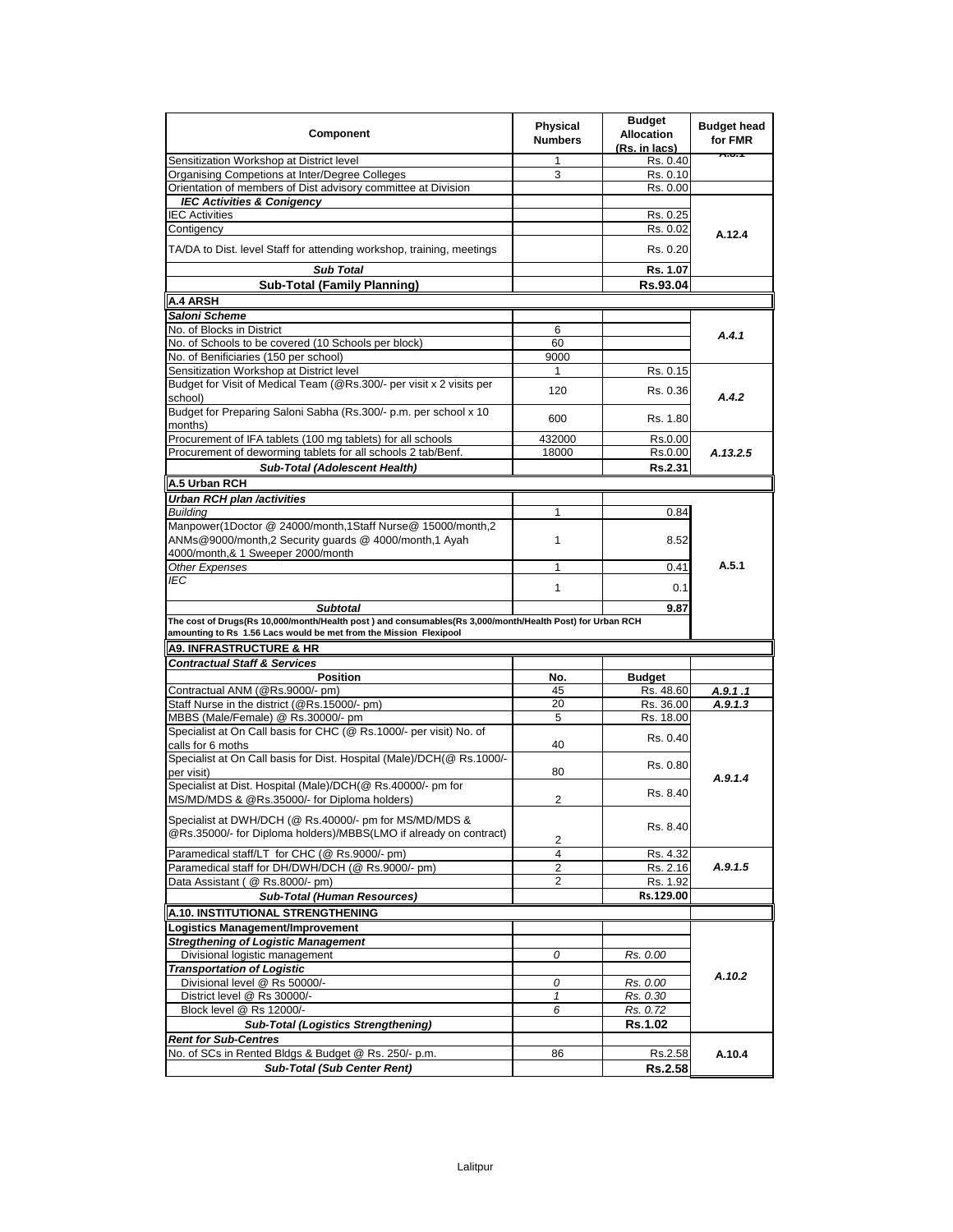| Component | Physical Numbers | Budget Allocation (Rs. in lacs) | Budget head for FMR |
|---|---|---|---|
| Sensitization Workshop at District level | 1 | Rs. 0.40 | A.3.1 |
| Organising Competions at Inter/Degree Colleges | 3 | Rs. 0.10 | |
| Orientation of members of Dist advisory committee at Division | | Rs. 0.00 | |
| ***IEC Activities & Conigency*** | | | A.12.4 |
| IEC Activities | | Rs. 0.25 | |
| Contigency | | Rs. 0.02 | |
| TA/DA to Dist. level Staff for attending workshop, training, meetings | | Rs. 0.20 | |
| ***Sub Total*** | | **Rs. 1.07** | |
| **Sub-Total (Family Planning)** | | **Rs.93.04** | |
| **A.4 ARSH** | | | |
| ***Saloni Scheme*** | | | |
| No. of Blocks in District | 6 | | *A.4.1* |
| No. of Schools to be covered (10 Schools per block) | 60 | | |
| No. of Benificiaries (150 per school) | 9000 | | |
| Sensitization Workshop at District level | 1 | Rs. 0.15 | *A.4.2* |
| Budget for Visit of Medical Team (@Rs.300/- per visit x 2 visits per school) | 120 | Rs. 0.36 | |
| Budget for Preparing Saloni Sabha (Rs.300/- p.m. per school x 10 months) | 600 | Rs. 1.80 | |
| Procurement of IFA tablets (100 mg tablets) for all schools | 432000 | Rs.0.00 | *A.13.2.5* |
| Procurement of deworming tablets for all schools 2 tab/Benf. | 18000 | Rs.0.00 | |
| ***Sub-Total (Adolescent Health)*** | | **Rs.2.31** | |
| **A.5 Urban RCH** | | | |
| ***Urban RCH plan /activities*** | | | A.5.1 |
| *Building* | 1 | 0.84 | |
| Manpower(1Doctor @ 24000/month,1Staff Nurse@ 15000/month,2 ANMs@9000/month,2 Security guards @ 4000/month,1 Ayah 4000/month,& 1 Sweeper 2000/month | 1 | 8.52 | |
| *Other Expenses* | 1 | 0.41 | |
| *IEC* | 1 | 0.1 | |
| ***Subtotal*** | | **9.87** | |
| **The cost of Drugs(Rs 10,000/month/Health post ) and consumables(Rs 3,000/month/Health Post) for Urban RCH amounting to Rs 1.56 Lacs would be met from the Mission Flexipool** | | | |
| **A9. INFRASTRUCTURE & HR** | | | |
| ***Contractual Staff & Services*** | | | |
| **Position** | **No.** | **Budget** | |
| Contractual ANM (@Rs.9000/- pm) | 45 | Rs. 48.60 | *A.9.1 .1* |
| Staff Nurse in the district (@Rs.15000/- pm) | 20 | Rs. 36.00 | *A.9.1.3* |
| MBBS (Male/Female) @ Rs.30000/- pm | 5 | Rs. 18.00 | *A.9.1.4* |
| Specialist at On Call basis for CHC (@ Rs.1000/- per visit) No. of calls for 6 moths | 40 | Rs. 0.40 | |
| Specialist at On Call basis for Dist. Hospital (Male)/DCH(@ Rs.1000/- per visit) | 80 | Rs. 0.80 | |
| Specialist at Dist. Hospital (Male)/DCH(@ Rs.40000/- pm for MS/MD/MDS & @Rs.35000/- for Diploma holders) | 2 | Rs. 8.40 | |
| Specialist at DWH/DCH (@ Rs.40000/- pm for MS/MD/MDS & @Rs.35000/- for Diploma holders)/MBBS(LMO if already on contract) | 2 | Rs. 8.40 | |
| Paramedical staff/LT for CHC (@ Rs.9000/- pm) | 4 | Rs. 4.32 | *A.9.1.5* |
| Paramedical staff for DH/DWH/DCH (@ Rs.9000/- pm) | 2 | Rs. 2.16 | |
| Data Assistant ( @ Rs.8000/- pm) | 2 | Rs. 1.92 | |
| ***Sub-Total (Human Resources)*** | | **Rs.129.00** | |
| **A.10. INSTITUTIONAL STRENGTHENING** | | | |
| **Logistics Management/Improvement** | | | *A.10.2* |
| ***Stregthening of Logistic Management*** | | | |
| Divisional logistic management | *0* | *Rs. 0.00* | |
| ***Transportation of Logistic*** | | | |
| Divisional level @ Rs 50000/- | *0* | *Rs. 0.00* | |
| District level @ Rs 30000/- | *1* | *Rs. 0.30* | |
| Block level @ Rs 12000/- | *6* | *Rs. 0.72* | |
| ***Sub-Total (Logistics Strengthening)*** | | **Rs.1.02** | |
| ***Rent for Sub-Centres*** | | | A.10.4 |
| No. of SCs in Rented Bldgs & Budget @ Rs. 250/- p.m. | 86 | Rs.2.58 | |
| ***Sub-Total (Sub Center Rent)*** | | **Rs.2.58** | |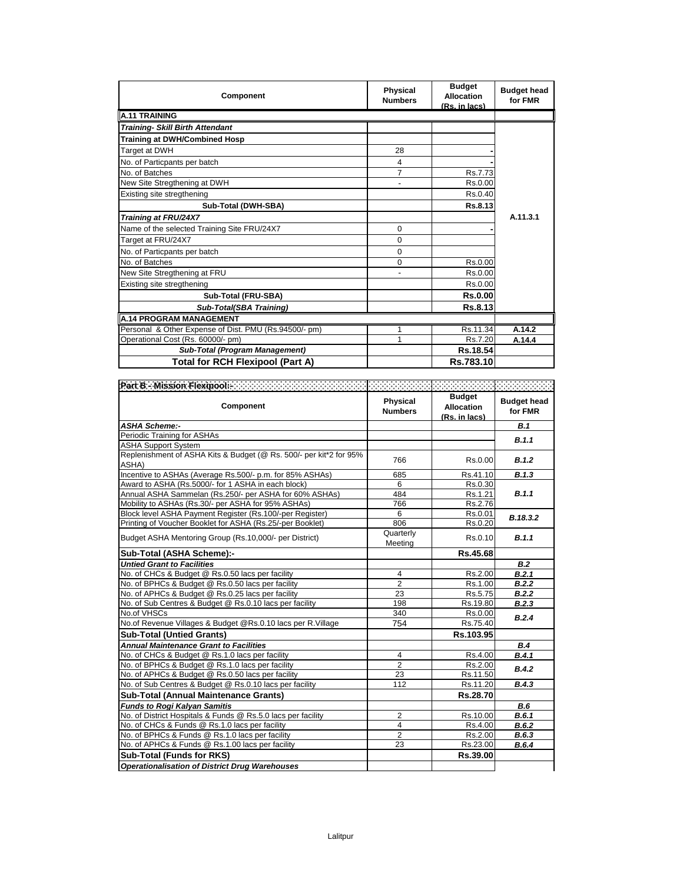| Component | Physical Numbers | Budget Allocation (Rs. in lacs) | Budget head for FMR |
|---|---|---|---|
| **A.11 TRAINING** | | | |
| ***Training- Skill Birth Attendant*** | | | A.11.3.1 |
| **Training at DWH/Combined Hosp** | | | |
| Target at DWH | 28 | - | |
| No. of Particpants per batch | 4 | - | |
| No. of Batches | 7 | Rs.7.73 | |
| New Site Stregthening at DWH | - | Rs.0.00 | |
| Existing site stregthening | | Rs.0.40 | |
| **Sub-Total (DWH-SBA)** | | **Rs.8.13** | |
| ***Training at FRU/24X7*** | | | |
| Name of the selected Training Site FRU/24X7 | 0 | - | |
| Target at FRU/24X7 | 0 | | |
| No. of Particpants per batch | 0 | | |
| No. of Batches | 0 | Rs.0.00 | |
| New Site Stregthening at FRU | - | Rs.0.00 | |
| Existing site stregthening | | Rs.0.00 | |
| **Sub-Total (FRU-SBA)** | | **Rs.0.00** | |
| ***Sub-Total(SBA Training)*** | | **Rs.8.13** | |
| **A.14 PROGRAM MANAGEMENT** | | | |
| Personal & Other Expense of Dist. PMU (Rs.94500/- pm) | 1 | Rs.11.34 | **A.14.2** |
| Operational Cost (Rs. 60000/- pm) | 1 | Rs.7.20 | **A.14.4** |
| ***Sub-Total (Program Management)*** | | **Rs.18.54** | |
| **Total for RCH Flexipool (Part A)** | | **Rs.783.10** | |

**Part B - Mission Flexipool:-**

| Component | Physical Numbers | Budget Allocation (Rs. in lacs) | Budget head for FMR |
|---|---|---|---|
| ***ASHA Scheme:-*** | | | ***B.1*** |
| Periodic Training for ASHAs | | | ***B.1.1*** |
| ASHA Support System | | | |
| Replenishment of ASHA Kits & Budget (@ Rs. 500/- per kit*2 for 95% ASHA) | 766 | Rs.0.00 | ***B.1.2*** |
| Incentive to ASHAs (Average Rs.500/- p.m. for 85% ASHAs) | 685 | Rs.41.10 | ***B.1.3*** |
| Award to ASHA (Rs.5000/- for 1 ASHA in each block) | 6 | Rs.0.30 | ***B.1.1*** |
| Annual ASHA Sammelan (Rs.250/- per ASHA for 60% ASHAs) | 484 | Rs.1.21 | |
| Mobility to ASHAs (Rs.30/- per ASHA for 95% ASHAs) | 766 | Rs.2.76 | |
| Block level ASHA Payment Register (Rs.100/-per Register) | 6 | Rs.0.01 | ***B.18.3.2*** |
| Printing of Voucher Booklet for ASHA (Rs.25/-per Booklet) | 806 | Rs.0.20 | |
| Budget ASHA Mentoring Group (Rs.10,000/- per District) | Quarterly Meeting | Rs.0.10 | ***B.1.1*** |
| **Sub-Total (ASHA Scheme):-** | | **Rs.45.68** | |
| ***Untied Grant to Facilities*** | | | ***B.2*** |
| No. of CHCs & Budget @ Rs.0.50 lacs per facility | 4 | Rs.2.00 | ***B.2.1*** |
| No. of BPHCs & Budget @ Rs.0.50 lacs per facility | 2 | Rs.1.00 | ***B.2.2*** |
| No. of APHCs & Budget @ Rs.0.25 lacs per facility | 23 | Rs.5.75 | ***B.2.2*** |
| No. of Sub Centres & Budget @ Rs.0.10 lacs per facility | 198 | Rs.19.80 | ***B.2.3*** |
| No.of VHSCs | 340 | Rs.0.00 | ***B.2.4*** |
| No.of Revenue Villages & Budget @Rs.0.10 lacs per R.Village | 754 | Rs.75.40 | |
| **Sub-Total (Untied Grants)** | | **Rs.103.95** | |
| ***Annual Maintenance Grant to Facilities*** | | | ***B.4*** |
| No. of CHCs & Budget @ Rs.1.0 lacs per facility | 4 | Rs.4.00 | ***B.4.1*** |
| No. of BPHCs & Budget @ Rs.1.0 lacs per facility | 2 | Rs.2.00 | ***B.4.2*** |
| No. of APHCs & Budget @ Rs.0.50 lacs per facility | 23 | Rs.11.50 | |
| No. of Sub Centres & Budget @ Rs.0.10 lacs per facility | 112 | Rs.11.20 | ***B.4.3*** |
| **Sub-Total (Annual Maintenance Grants)** | | **Rs.28.70** | |
| ***Funds to Rogi Kalyan Samitis*** | | | ***B.6*** |
| No. of District Hospitals & Funds @ Rs.5.0 lacs per facility | 2 | Rs.10.00 | ***B.6.1*** |
| No. of CHCs & Funds @ Rs.1.0 lacs per facility | 4 | Rs.4.00 | ***B.6.2*** |
| No. of BPHCs & Funds @ Rs.1.0 lacs per facility | 2 | Rs.2.00 | ***B.6.3*** |
| No. of APHCs & Funds @ Rs.1.00 lacs per facility | 23 | Rs.23.00 | ***B.6.4*** |
| **Sub-Total (Funds for RKS)** | | **Rs.39.00** | |
| ***Operationalisation of District Drug Warehouses*** | | | |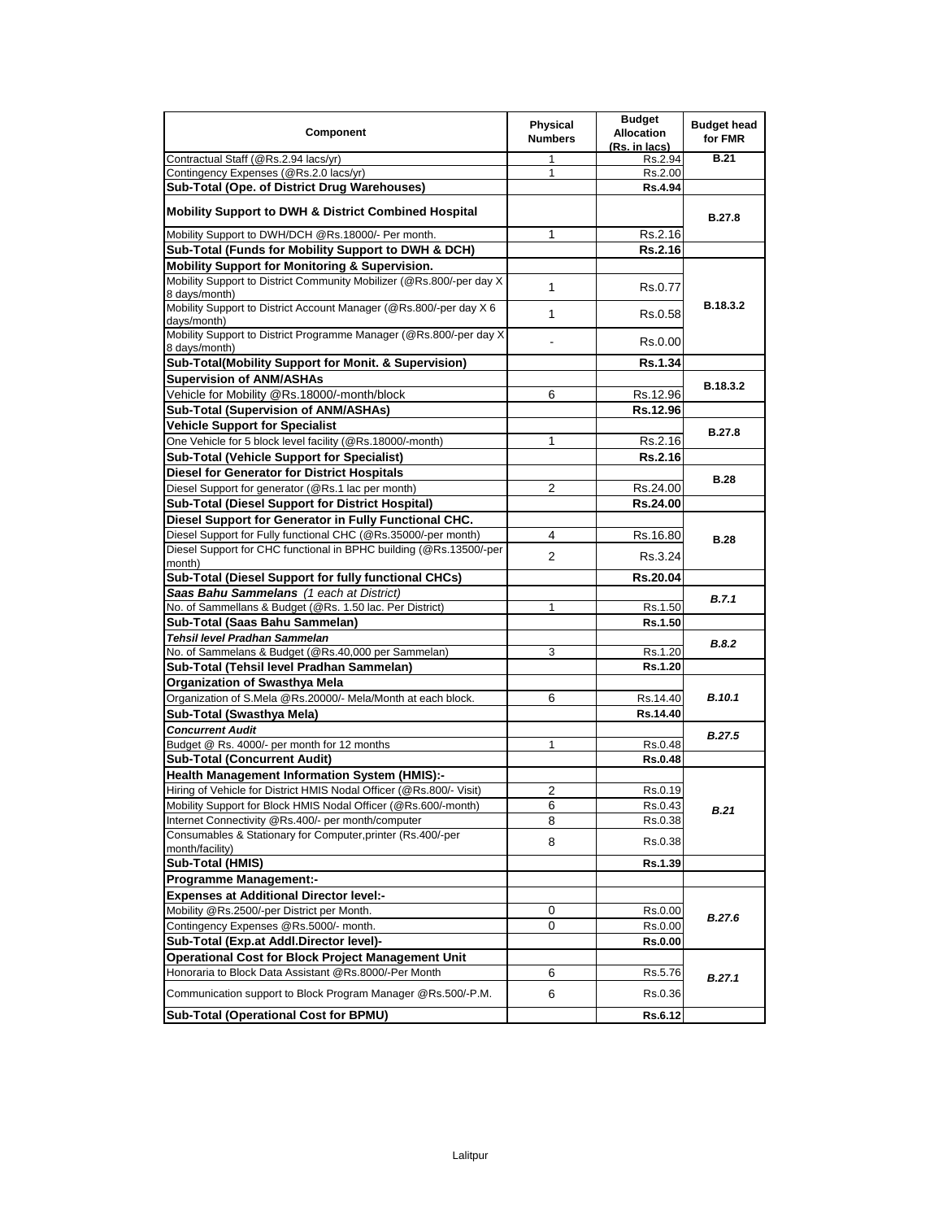| Component | Physical Numbers | Budget Allocation (Rs. in lacs) | Budget head for FMR |
|---|---|---|---|
| Contractual Staff (@Rs.2.94 lacs/yr) | 1 | Rs.2.94 | B.21 |
| Contingency Expenses (@Rs.2.0 lacs/yr) | 1 | Rs.2.00 | |
| **Sub-Total (Ope. of District Drug Warehouses)** | | **Rs.4.94** | |
| **Mobility Support to DWH & District Combined Hospital** | | | **B.27.8** |
| Mobility Support to DWH/DCH @Rs.18000/- Per month. | 1 | Rs.2.16 | |
| **Sub-Total (Funds for Mobility Support to DWH & DCH)** | | **Rs.2.16** | |
| **Mobility Support for Monitoring & Supervision.** | | | **B.18.3.2** |
| Mobility Support to District Community Mobilizer (@Rs.800/-per day X 8 days/month) | 1 | Rs.0.77 | |
| Mobility Support to District Account Manager (@Rs.800/-per day X 6 days/month) | 1 | Rs.0.58 | |
| Mobility Support to District Programme Manager (@Rs.800/-per day X 8 days/month) | - | Rs.0.00 | |
| **Sub-Total(Mobility Support for Monit. & Supervision)** | | **Rs.1.34** | |
| **Supervision of ANM/ASHAs** | | | **B.18.3.2** |
| Vehicle for Mobility @Rs.18000/-month/block | 6 | Rs.12.96 | |
| **Sub-Total (Supervision of ANM/ASHAs)** | | **Rs.12.96** | |
| **Vehicle Support for Specialist** | | | **B.27.8** |
| One Vehicle for 5 block level facility (@Rs.18000/-month) | 1 | Rs.2.16 | |
| **Sub-Total (Vehicle Support for Specialist)** | | **Rs.2.16** | |
| **Diesel for Generator for District Hospitals** | | | **B.28** |
| Diesel Support for generator (@Rs.1 lac per month) | 2 | Rs.24.00 | |
| **Sub-Total (Diesel Support for District Hospital)** | | **Rs.24.00** | |
| **Diesel Support for Generator in Fully Functional CHC.** | | | **B.28** |
| Diesel Support for Fully functional CHC (@Rs.35000/-per month) | 4 | Rs.16.80 | |
| Diesel Support for CHC functional in BPHC building (@Rs.13500/-per month) | 2 | Rs.3.24 | |
| **Sub-Total (Diesel Support for fully functional CHCs)** | | **Rs.20.04** | |
| ***Saas Bahu Sammelans*** *(1 each at District)* | | | ***B.7.1*** |
| No. of Sammellans & Budget (@Rs. 1.50 lac. Per District) | 1 | Rs.1.50 | |
| **Sub-Total (Saas Bahu Sammelan)** | | **Rs.1.50** | |
| ***Tehsil level Pradhan Sammelan*** | | | ***B.8.2*** |
| No. of Sammelans & Budget (@Rs.40,000 per Sammelan) | 3 | Rs.1.20 | |
| **Sub-Total (Tehsil level Pradhan Sammelan)** | | **Rs.1.20** | |
| **Organization of Swasthya Mela** | | | ***B.10.1*** |
| Organization of S.Mela @Rs.20000/- Mela/Month at each block. | 6 | Rs.14.40 | |
| **Sub-Total (Swasthya Mela)** | | **Rs.14.40** | |
| ***Concurrent Audit*** | | | ***B.27.5*** |
| Budget @ Rs. 4000/- per month for 12 months | 1 | Rs.0.48 | |
| **Sub-Total (Concurrent Audit)** | | **Rs.0.48** | |
| **Health Management Information System (HMIS):-** | | | ***B.21*** |
| Hiring of Vehicle for District HMIS Nodal Officer (@Rs.800/- Visit) | 2 | Rs.0.19 | |
| Mobility Support for Block HMIS Nodal Officer (@Rs.600/-month) | 6 | Rs.0.43 | |
| Internet Connectivity @Rs.400/- per month/computer | 8 | Rs.0.38 | |
| Consumables & Stationary for Computer,printer (Rs.400/-per month/facility) | 8 | Rs.0.38 | |
| **Sub-Total (HMIS)** | | **Rs.1.39** | |
| **Programme Management:-** | | | |
| **Expenses at Additional Director level:-** | | | ***B.27.6*** |
| Mobility @Rs.2500/-per District per Month. | 0 | Rs.0.00 | |
| Contingency Expenses @Rs.5000/- month. | 0 | Rs.0.00 | |
| **Sub-Total (Exp.at Addl.Director level)-** | | **Rs.0.00** | |
| **Operational Cost for Block Project Management Unit** | | | ***B.27.1*** |
| Honoraria to Block Data Assistant @Rs.8000/-Per Month | 6 | Rs.5.76 | |
| Communication support to Block Program Manager @Rs.500/-P.M. | 6 | Rs.0.36 | |
| **Sub-Total (Operational Cost for BPMU)** | | **Rs.6.12** | |

Lalitpur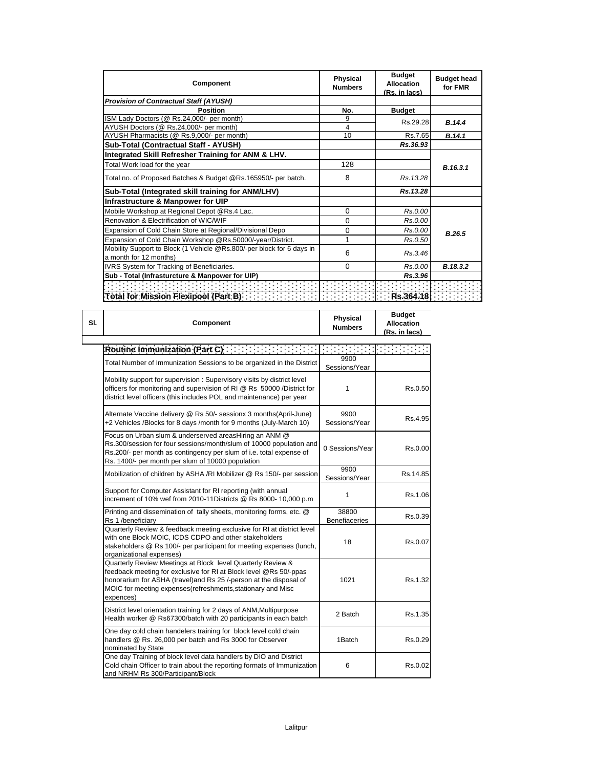| Component | Physical Numbers | Budget Allocation (Rs. in lacs) | Budget head for FMR |
|---|---|---|---|
| ***Provision of Contractual Staff (AYUSH)*** | | | |
| **Position** | **No.** | **Budget** | |
| ISM Lady Doctors (@ Rs.24,000/- per month) | 9 | Rs.29.28 | ***B.14.4*** |
| AYUSH Doctors (@ Rs.24,000/- per month) | 4 | | |
| AYUSH Pharmacists (@ Rs.9,000/- per month) | 10 | Rs.7.65 | ***B.14.1*** |
| **Sub-Total (Contractual Staff - AYUSH)** | | ***Rs.36.93*** | |
| **Integrated Skill Refresher Training for ANM & LHV.** | | | ***B.16.3.1*** |
| Total Work load for the year | 128 | | |
| Total no. of Proposed Batches & Budget @Rs.165950/- per batch. | 8 | *Rs.13.28* | |
| **Sub-Total (Integrated skill training for ANM/LHV)** | | ***Rs.13.28*** | |
| **Infrastructure & Manpower for UIP** | | | |
| Mobile Workshop at Regional Depot @Rs.4 Lac. | 0 | *Rs.0.00* | ***B.26.5*** |
| Renovation & Electrification of WIC/WIF | 0 | *Rs.0.00* | |
| Expansion of Cold Chain Store at Regional/Divisional Depo | 0 | *Rs.0.00* | |
| Expansion of Cold Chain Workshop @Rs.50000/-year/District. | 1 | *Rs.0.50* | |
| Mobility Support to Block (1 Vehicle @Rs.800/-per block for 6 days in a month for 12 months) | 6 | *Rs.3.46* | |
| IVRS System for Tracking of Beneficiaries. | 0 | *Rs.0.00* | ***B.18.3.2*** |
| **Sub - Total (Infrasturcture & Manpower for UIP)** | | ***Rs.3.96*** | |
| | | | |
| **Total for Mission Flexipool (Part B)** | | **Rs.364.18** | |

| Sl. | Component | Physical Numbers | Budget Allocation (Rs. in lacs) |
|---|---|---|---|
| | **Routine Immunization (Part C)** | | |
| | Total Number of Immunization Sessions to be organized in the District | 9900 Sessions/Year | |
| | Mobility support for supervision : Supervisory visits by district level officers for monitoring and supervision of RI @ Rs 50000 /District for district level officers (this includes POL and maintenance) per year | 1 | Rs.0.50 |
| | Alternate Vaccine delivery @ Rs 50/- sessionx 3 months(April-June) +2 Vehicles /Blocks for 8 days /month for 9 months (July-March 10) | 9900 Sessions/Year | Rs.4.95 |
| | Focus on Urban slum & underserved areasHiring an ANM @ Rs.300/session for four sessions/month/slum of 10000 population and Rs.200/- per month as contingency per slum of i.e. total expense of Rs. 1400/- per month per slum of 10000 population | 0 Sessions/Year | Rs.0.00 |
| | Mobilization of children by ASHA /RI Mobilizer @ Rs 150/- per session | 9900 Sessions/Year | Rs.14.85 |
| | Support for Computer Assistant for RI reporting (with annual increment of 10% wef from 2010-11Districts @ Rs 8000- 10,000 p.m | 1 | Rs.1.06 |
| | Printing and dissemination of tally sheets, monitoring forms, etc. @ Rs 1 /beneficiary | 38800 Benefiaceries | Rs.0.39 |
| | Quarterly Review & feedback meeting exclusive for RI at district level with one Block MOIC, ICDS CDPO and other stakeholders stakeholders @ Rs 100/- per participant for meeting expenses (lunch, organizational expenses) | 18 | Rs.0.07 |
| | Quarterly Review Meetings at Block level Quarterly Review & feedback meeting for exclusive for RI at Block level @Rs 50/-ppas honorarium for ASHA (travel)and Rs 25 /-person at the disposal of MOIC for meeting expenses(refreshments,stationary and Misc expences) | 1021 | Rs.1.32 |
| | District level orientation training for 2 days of ANM,Multipurpose Health worker @ Rs67300/batch with 20 participants in each batch | 2 Batch | Rs.1.35 |
| | One day cold chain handelers training for block level cold chain handlers @ Rs. 26,000 per batch and Rs 3000 for Observer nominated by State | 1Batch | Rs.0.29 |
| | One day Training of block level data handlers by DIO and District Cold chain Officer to train about the reporting formats of Immunization and NRHM Rs 300/Participant/Block | 6 | Rs.0.02 |

Lalitpur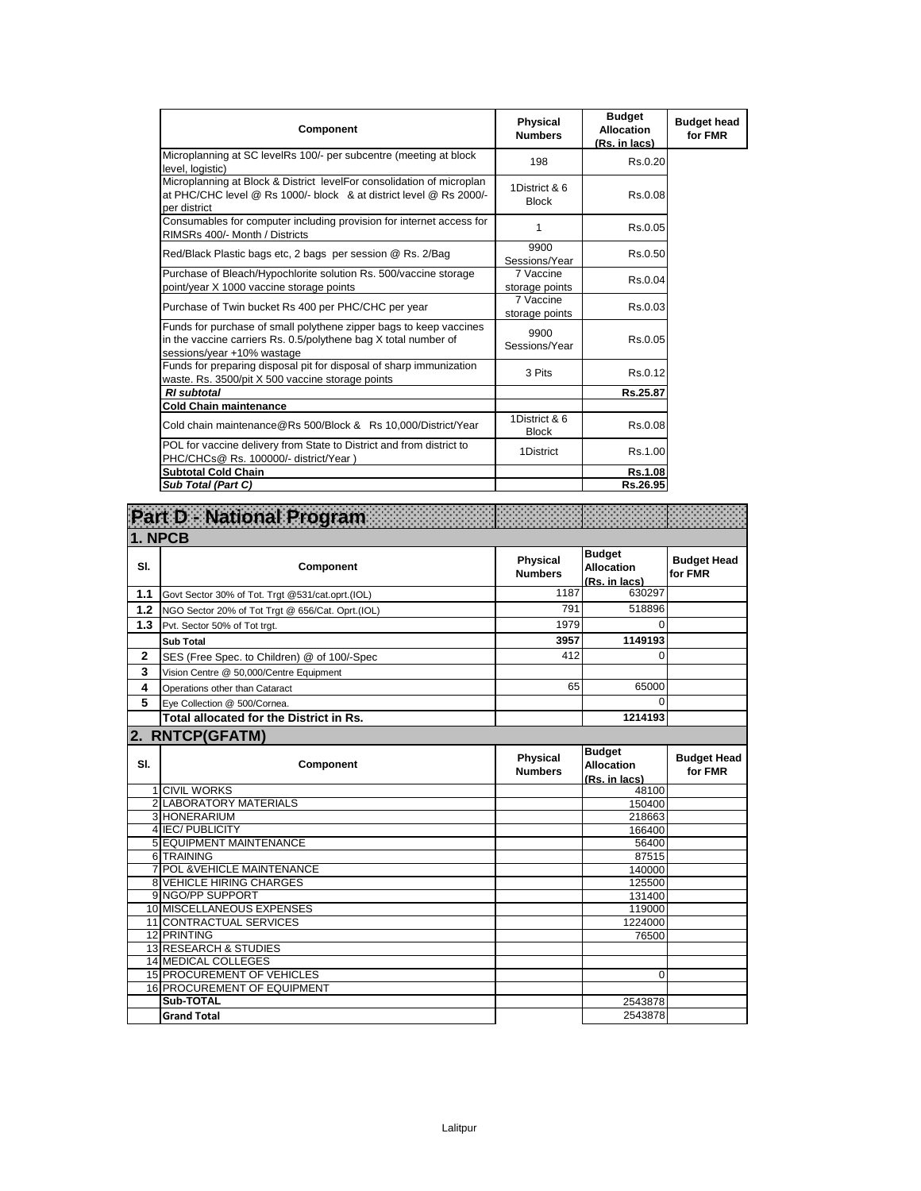| Component | Physical Numbers | Budget Allocation (Rs. in lacs) | Budget head for FMR |
|---|---|---|---|
| Microplanning at SC levelRs 100/- per subcentre (meeting at block level, logistic) | 198 | Rs.0.20 | |
| Microplanning at Block & District levelFor consolidation of microplan at PHC/CHC level @ Rs 1000/- block & at district level @ Rs 2000/- per district | 1District & 6 Block | Rs.0.08 | |
| Consumables for computer including provision for internet access for RIMSRs 400/- Month / Districts | 1 | Rs.0.05 | |
| Red/Black Plastic bags etc, 2 bags per session @ Rs. 2/Bag | 9900 Sessions/Year | Rs.0.50 | |
| Purchase of Bleach/Hypochlorite solution Rs. 500/vaccine storage point/year X 1000 vaccine storage points | 7 Vaccine storage points | Rs.0.04 | |
| Purchase of Twin bucket Rs 400 per PHC/CHC per year | 7 Vaccine storage points | Rs.0.03 | |
| Funds for purchase of small polythene zipper bags to keep vaccines in the vaccine carriers Rs. 0.5/polythene bag X total number of sessions/year +10% wastage | 9900 Sessions/Year | Rs.0.05 | |
| Funds for preparing disposal pit for disposal of sharp immunization waste. Rs. 3500/pit X 500 vaccine storage points | 3 Pits | Rs.0.12 | |
| ***RI subtotal*** | | **Rs.25.87** | |
| **Cold Chain maintenance** | | | |
| Cold chain maintenance@Rs 500/Block & Rs 10,000/District/Year | 1District & 6 Block | Rs.0.08 | |
| POL for vaccine delivery from State to District and from district to PHC/CHCs@ Rs. 100000/- district/Year ) | 1District | Rs.1.00 | |
| **Subtotal Cold Chain** | | **Rs.1.08** | |
| ***Sub Total (Part C)*** | | **Rs.26.95** | |

# Part D - National Program

## 1. NPCB

| Sl. | Component | Physical Numbers | Budget Allocation (Rs. in lacs) | Budget Head for FMR |
|---|---|---|---|---|
| 1.1 | Govt Sector 30% of Tot. Trgt @531/cat.oprt.(IOL) | 1187 | 630297 | |
| 1.2 | NGO Sector 20% of Tot Trgt @ 656/Cat. Oprt.(IOL) | 791 | 518896 | |
| 1.3 | Pvt. Sector 50% of Tot trgt. | 1979 | 0 | |
| | **Sub Total** | **3957** | **1149193** | |
| 2 | SES (Free Spec. to Children) @ of 100/-Spec | 412 | 0 | |
| 3 | Vision Centre @ 50,000/Centre Equipment | | | |
| 4 | Operations other than Cataract | 65 | 65000 | |
| 5 | Eye Collection @ 500/Cornea. | | 0 | |
| | **Total allocated for the District in Rs.** | | **1214193** | |

## 2. RNTCP(GFATM)

| Sl. | Component | Physical Numbers | Budget Allocation (Rs. in lacs) | Budget Head for FMR |
|---|---|---|---|---|
| 1 | CIVIL WORKS | | 48100 | |
| 2 | LABORATORY MATERIALS | | 150400 | |
| 3 | HONERARIUM | | 218663 | |
| 4 | IEC/ PUBLICITY | | 166400 | |
| 5 | EQUIPMENT MAINTENANCE | | 56400 | |
| 6 | TRAINING | | 87515 | |
| 7 | POL &VEHICLE MAINTENANCE | | 140000 | |
| 8 | VEHICLE HIRING CHARGES | | 125500 | |
| 9 | NGO/PP SUPPORT | | 131400 | |
| 10 | MISCELLANEOUS EXPENSES | | 119000 | |
| 11 | CONTRACTUAL SERVICES | | 1224000 | |
| 12 | PRINTING | | 76500 | |
| 13 | RESEARCH & STUDIES | | | |
| 14 | MEDICAL COLLEGES | | | |
| 15 | PROCUREMENT OF VEHICLES | | 0 | |
| 16 | PROCUREMENT OF EQUIPMENT | | | |
| | **Sub-TOTAL** | | 2543878 | |
| | **Grand Total** | | 2543878 | |

Lalitpur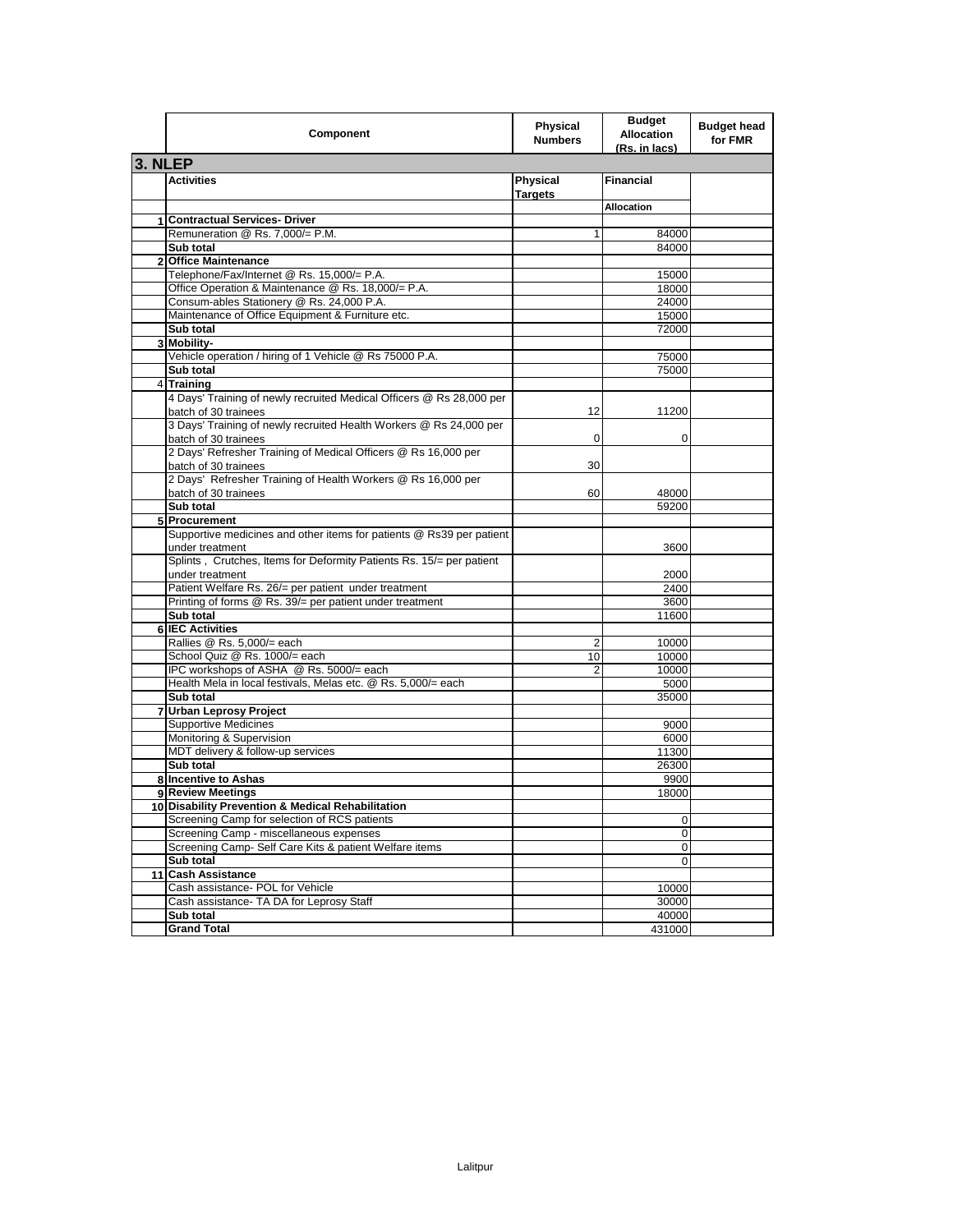| | Component | Physical Numbers | Budget Allocation (Rs. in lacs) | Budget head for FMR |
|---|---|---|---|---|
| **3. NLEP** | | | | |
| | **Activities** | **Physical Targets** | **Financial** | |
| | | | **Allocation** | |
| 1 | **Contractual Services- Driver** | | | |
| | Remuneration @ Rs. 7,000/= P.M. | 1 | 84000 | |
| | **Sub total** | | 84000 | |
| 2 | **Office Maintenance** | | | |
| | Telephone/Fax/Internet @ Rs. 15,000/= P.A. | | 15000 | |
| | Office Operation & Maintenance @ Rs. 18,000/= P.A. | | 18000 | |
| | Consum-ables Stationery @ Rs. 24,000 P.A. | | 24000 | |
| | Maintenance of Office Equipment & Furniture etc. | | 15000 | |
| | **Sub total** | | 72000 | |
| 3 | **Mobility-** | | | |
| | Vehicle operation / hiring of 1 Vehicle @ Rs 75000 P.A. | | 75000 | |
| | **Sub total** | | 75000 | |
| 4 | **Training** | | | |
| | 4 Days' Training of newly recruited Medical Officers @ Rs 28,000 per batch of 30 trainees | 12 | 11200 | |
| | 3 Days' Training of newly recruited Health Workers @ Rs 24,000 per batch of 30 trainees | 0 | 0 | |
| | 2 Days' Refresher Training of Medical Officers @ Rs 16,000 per batch of 30 trainees | 30 | | |
| | 2 Days' Refresher Training of Health Workers @ Rs 16,000 per batch of 30 trainees | 60 | 48000 | |
| | **Sub total** | | 59200 | |
| 5 | **Procurement** | | | |
| | Supportive medicines and other items for patients @ Rs39 per patient under treatment | | 3600 | |
| | Splints , Crutches, Items for Deformity Patients Rs. 15/= per patient under treatment | | 2000 | |
| | Patient Welfare Rs. 26/= per patient under treatment | | 2400 | |
| | Printing of forms @ Rs. 39/= per patient under treatment | | 3600 | |
| | **Sub total** | | 11600 | |
| 6 | **IEC Activities** | | | |
| | Rallies @ Rs. 5,000/= each | 2 | 10000 | |
| | School Quiz @ Rs. 1000/= each | 10 | 10000 | |
| | IPC workshops of ASHA @ Rs. 5000/= each | 2 | 10000 | |
| | Health Mela in local festivals, Melas etc. @ Rs. 5,000/= each | | 5000 | |
| | **Sub total** | | 35000 | |
| 7 | **Urban Leprosy Project** | | | |
| | Supportive Medicines | | 9000 | |
| | Monitoring & Supervision | | 6000 | |
| | MDT delivery & follow-up services | | 11300 | |
| | **Sub total** | | 26300 | |
| 8 | **Incentive to Ashas** | | 9900 | |
| 9 | **Review Meetings** | | 18000 | |
| 10 | **Disability Prevention & Medical Rehabilitation** | | | |
| | Screening Camp for selection of RCS patients | | 0 | |
| | Screening Camp - miscellaneous expenses | | 0 | |
| | Screening Camp- Self Care Kits & patient Welfare items | | 0 | |
| | **Sub total** | | 0 | |
| 11 | **Cash Assistance** | | | |
| | Cash assistance- POL for Vehicle | | 10000 | |
| | Cash assistance- TA DA for Leprosy Staff | | 30000 | |
| | **Sub total** | | 40000 | |
| | **Grand Total** | | 431000 | |

Lalitpur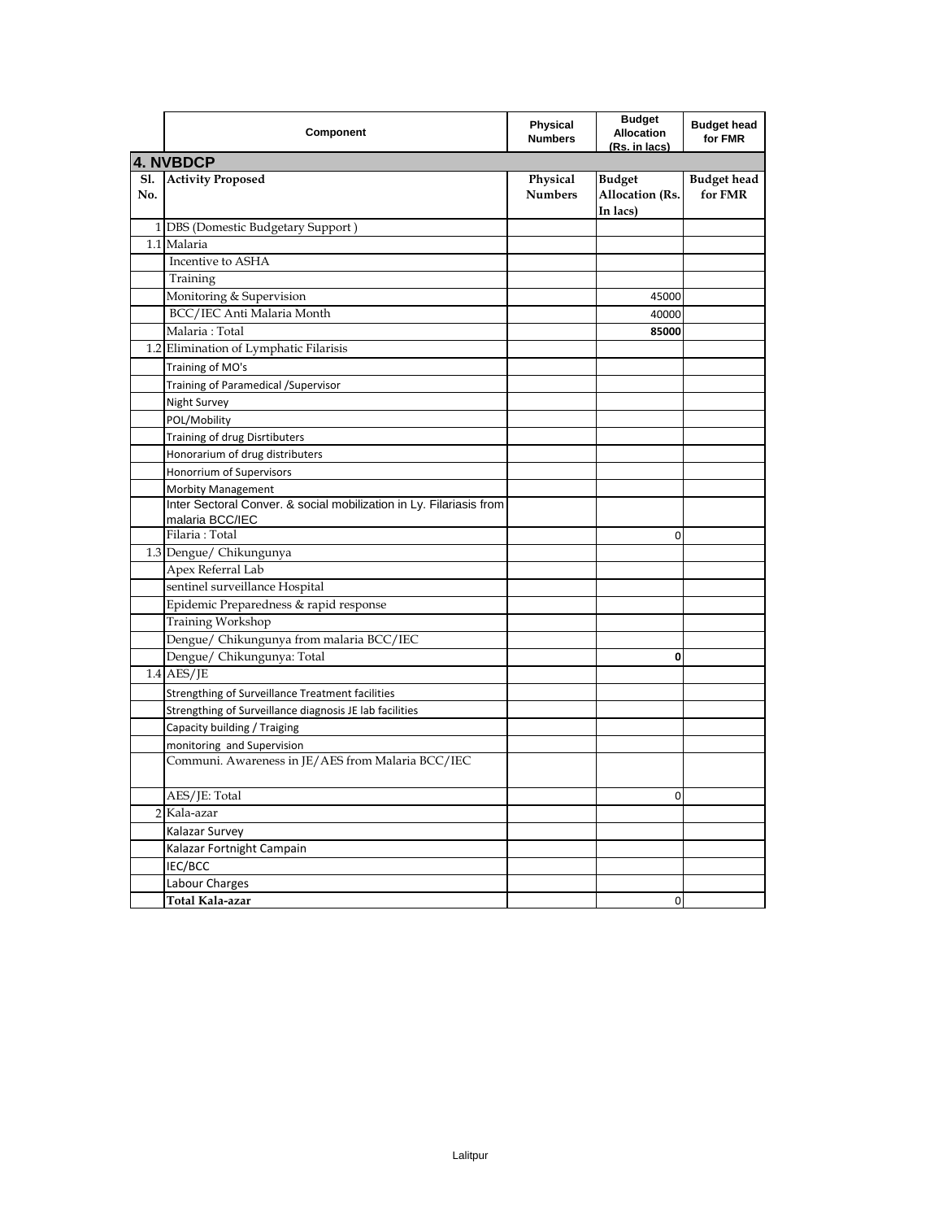| | Component | Physical Numbers | Budget Allocation (Rs. in lacs) | Budget head for FMR |
|---|---|---|---|---|
| **4. NVBDCP** | | | | |
| **Sl. No.** | **Activity Proposed** | **Physical Numbers** | **Budget Allocation (Rs. In lacs)** | **Budget head for FMR** |
| 1 | DBS (Domestic Budgetary Support ) | | | |
| 1.1 | Malaria | | | |
| | Incentive to ASHA | | | |
| | Training | | | |
| | Monitoring & Supervision | | 45000 | |
| | BCC/IEC Anti Malaria Month | | 40000 | |
| | Malaria : Total | | **85000** | |
| 1.2 | Elimination of Lymphatic Filarisis | | | |
| | Training of MO's | | | |
| | Training of Paramedical /Supervisor | | | |
| | Night Survey | | | |
| | POL/Mobility | | | |
| | Training of drug Disrtibuters | | | |
| | Honorarium of drug distributers | | | |
| | Honorrium of Supervisors | | | |
| | Morbity Management | | | |
| | Inter Sectoral Conver. & social mobilization in Ly. Filariasis from malaria BCC/IEC | | | |
| | Filaria : Total | | 0 | |
| 1.3 | Dengue/ Chikungunya | | | |
| | Apex Referral Lab | | | |
| | sentinel surveillance Hospital | | | |
| | Epidemic Preparedness & rapid response | | | |
| | Training Workshop | | | |
| | Dengue/ Chikungunya from malaria BCC/IEC | | | |
| | Dengue/ Chikungunya: Total | | **0** | |
| 1.4 | AES/JE | | | |
| | Strengthing of Surveillance Treatment facilities | | | |
| | Strengthing of Surveillance diagnosis JE lab facilities | | | |
| | Capacity building / Traiging | | | |
| | monitoring and Supervision | | | |
| | Communi. Awareness in JE/AES from Malaria BCC/IEC | | | |
| | AES/JE: Total | | 0 | |
| 2 | Kala-azar | | | |
| | Kalazar Survey | | | |
| | Kalazar Fortnight Campain | | | |
| | IEC/BCC | | | |
| | Labour Charges | | | |
| | **Total Kala-azar** | | 0 | |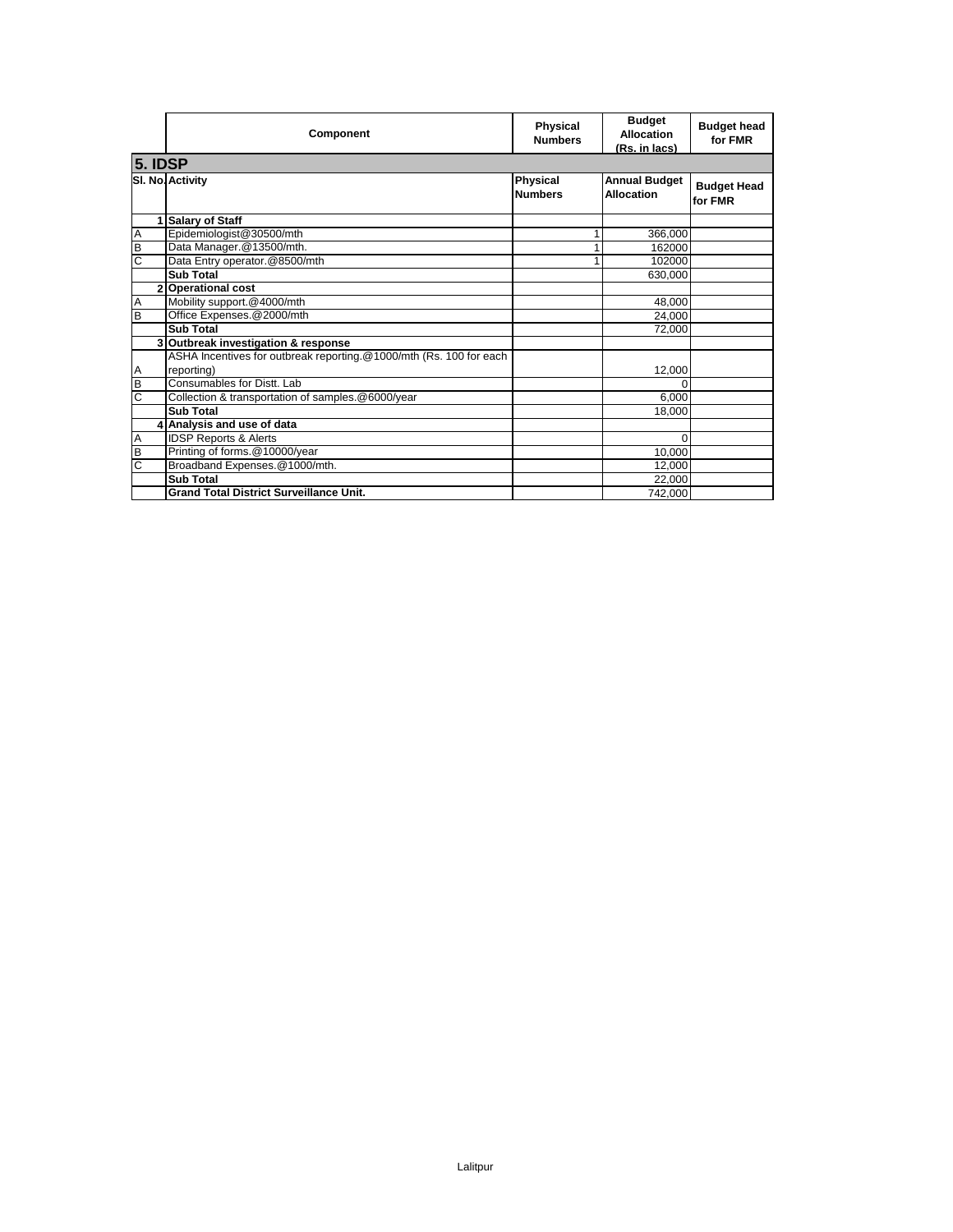| | Component | Physical Numbers | Budget Allocation (Rs. in lacs) | Budget head for FMR |
|---|---|---|---|---|
| **5. IDSP** | | | | |
| **Sl. No.** | **Activity** | **Physical Numbers** | **Annual Budget Allocation** | **Budget Head for FMR** |
| 1 | **Salary of Staff** | | | |
| A | Epidemiologist@30500/mth | 1 | 366,000 | |
| B | Data Manager.@13500/mth. | 1 | 162000 | |
| C | Data Entry operator.@8500/mth | 1 | 102000 | |
| | **Sub Total** | | 630,000 | |
| 2 | **Operational cost** | | | |
| A | Mobility support.@4000/mth | | 48,000 | |
| B | Office Expenses.@2000/mth | | 24,000 | |
| | **Sub Total** | | 72,000 | |
| 3 | **Outbreak investigation & response** | | | |
| A | ASHA Incentives for outbreak reporting.@1000/mth (Rs. 100 for each reporting) | | 12,000 | |
| B | Consumables for Distt. Lab | | 0 | |
| C | Collection & transportation of samples.@6000/year | | 6,000 | |
| | **Sub Total** | | 18,000 | |
| 4 | **Analysis and use of data** | | | |
| A | IDSP Reports & Alerts | | 0 | |
| B | Printing of forms.@10000/year | | 10,000 | |
| C | Broadband Expenses.@1000/mth. | | 12,000 | |
| | **Sub Total** | | 22,000 | |
| | **Grand Total District Surveillance Unit.** | | 742,000 | |